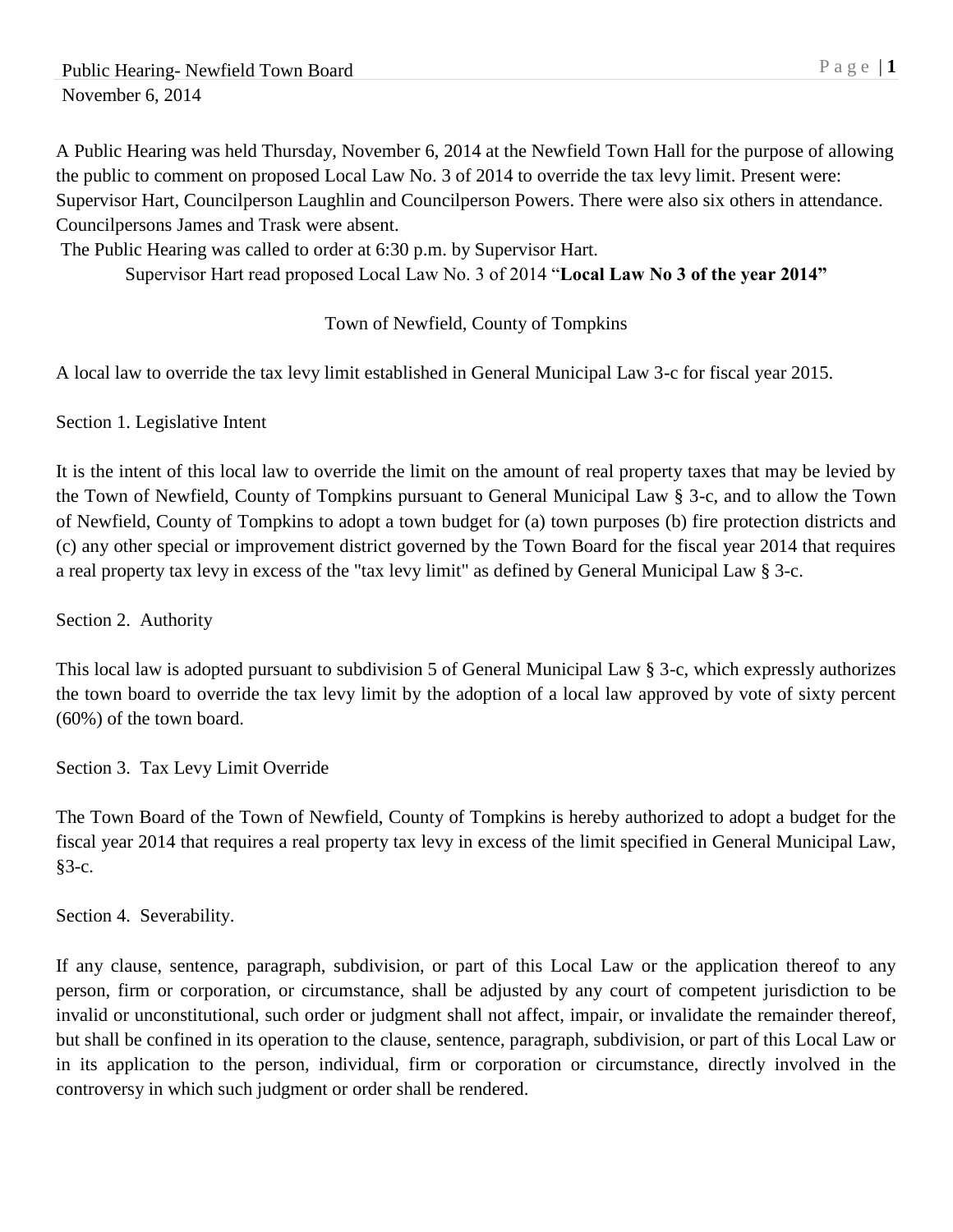Public Hearing- Newfield Town Board
November 6, 2014

A Public Hearing was held Thursday, November 6, 2014 at the Newfield Town Hall for the purpose of allowing the public to comment on proposed Local Law No. 3 of 2014 to override the tax levy limit. Present were: Supervisor Hart, Councilperson Laughlin and Councilperson Powers. There were also six others in attendance. Councilpersons James and Trask were absent.

The Public Hearing was called to order at 6:30 p.m. by Supervisor Hart.

Supervisor Hart read proposed Local Law No. 3 of 2014 "**Local Law No 3 of the year 2014"**

Town of Newfield, County of Tompkins

A local law to override the tax levy limit established in General Municipal Law 3-c for fiscal year 2015.

Section 1. Legislative Intent

It is the intent of this local law to override the limit on the amount of real property taxes that may be levied by the Town of Newfield, County of Tompkins pursuant to General Municipal Law § 3-c, and to allow the Town of Newfield, County of Tompkins to adopt a town budget for (a) town purposes (b) fire protection districts and (c) any other special or improvement district governed by the Town Board for the fiscal year 2014 that requires a real property tax levy in excess of the "tax levy limit" as defined by General Municipal Law § 3-c.

Section 2. Authority

This local law is adopted pursuant to subdivision 5 of General Municipal Law § 3-c, which expressly authorizes the town board to override the tax levy limit by the adoption of a local law approved by vote of sixty percent (60%) of the town board.

Section 3. Tax Levy Limit Override

The Town Board of the Town of Newfield, County of Tompkins is hereby authorized to adopt a budget for the fiscal year 2014 that requires a real property tax levy in excess of the limit specified in General Municipal Law, §3-c.

Section 4. Severability.

If any clause, sentence, paragraph, subdivision, or part of this Local Law or the application thereof to any person, firm or corporation, or circumstance, shall be adjusted by any court of competent jurisdiction to be invalid or unconstitutional, such order or judgment shall not affect, impair, or invalidate the remainder thereof, but shall be confined in its operation to the clause, sentence, paragraph, subdivision, or part of this Local Law or in its application to the person, individual, firm or corporation or circumstance, directly involved in the controversy in which such judgment or order shall be rendered.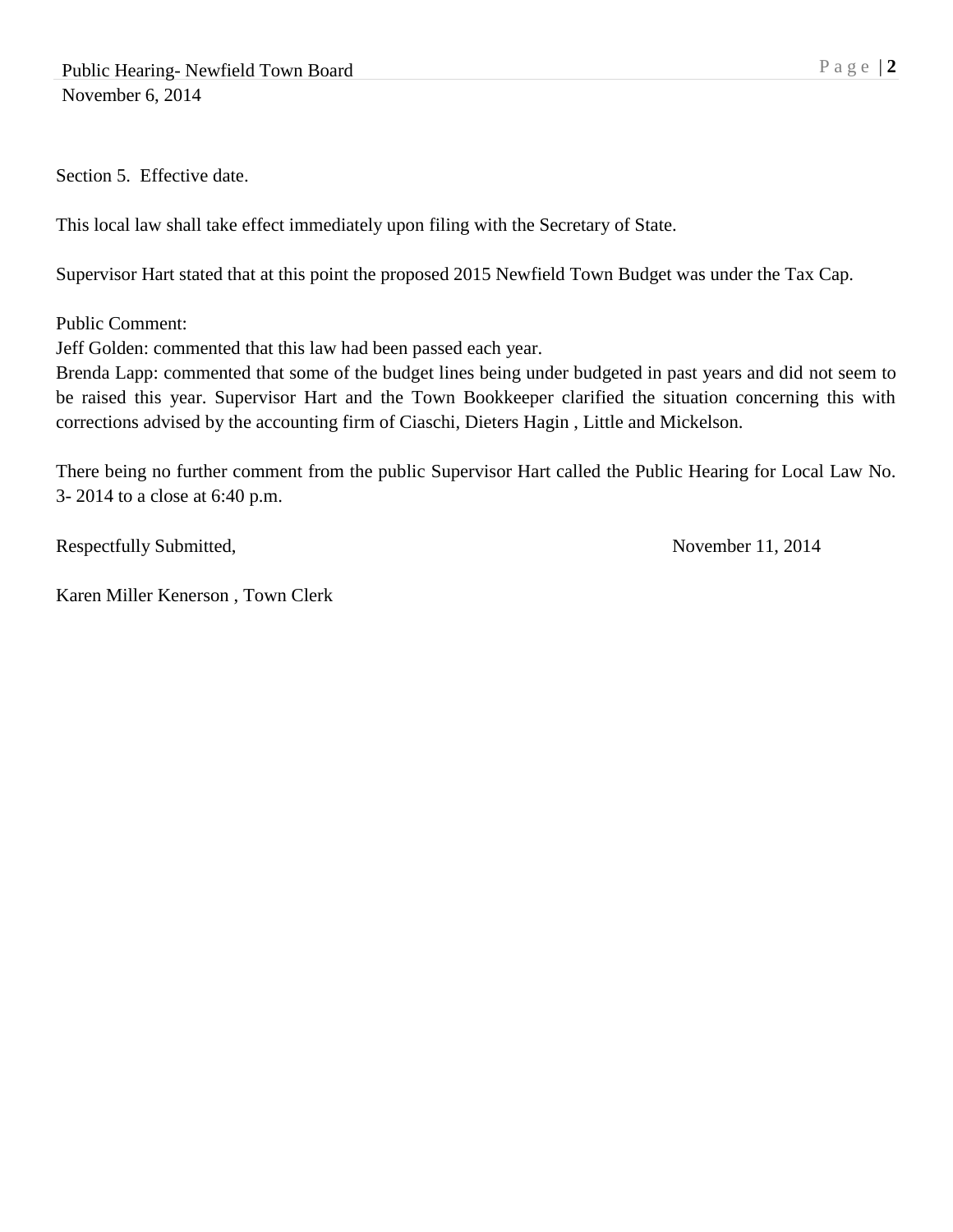Section 5. Effective date.

This local law shall take effect immediately upon filing with the Secretary of State.

Supervisor Hart stated that at this point the proposed 2015 Newfield Town Budget was under the Tax Cap.

Public Comment:
Jeff Golden: commented that this law had been passed each year.
Brenda Lapp: commented that some of the budget lines being under budgeted in past years and did not seem to be raised this year. Supervisor Hart and the Town Bookkeeper clarified the situation concerning this with corrections advised by the accounting firm of Ciaschi, Dieters Hagin , Little and Mickelson.

There being no further comment from the public Supervisor Hart called the Public Hearing for Local Law No. 3- 2014 to a close at 6:40 p.m.

Respectfully Submitted, November 11, 2014

Karen Miller Kenerson , Town Clerk